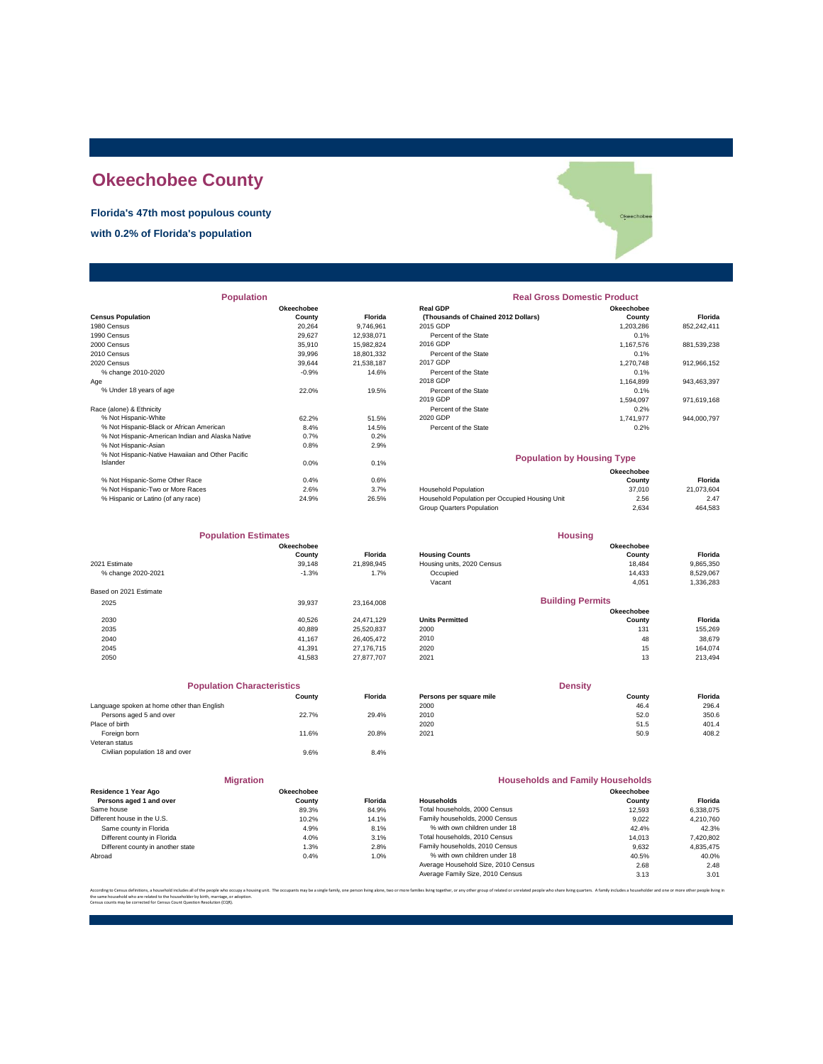# Okeechobee County

**Florida's 47th most populous county**

**with 0.2% of Florida's population**

## Population

| Census Population | Okeechobee County | Florida |
|---|---|---|
| 1980 Census | 20,264 | 9,746,961 |
| 1990 Census | 29,627 | 12,938,071 |
| 2000 Census | 35,910 | 15,982,824 |
| 2010 Census | 39,996 | 18,801,332 |
| 2020 Census | 39,644 | 21,538,187 |
| % change 2010-2020 | -0.9% | 14.6% |
| Age | | |
| % Under 18 years of age | 22.0% | 19.5% |
| Race (alone) & Ethnicity | | |
| % Not Hispanic-White | 62.2% | 51.5% |
| % Not Hispanic-Black or African American | 8.4% | 14.5% |
| % Not Hispanic-American Indian and Alaska Native | 0.7% | 0.2% |
| % Not Hispanic-Asian | 0.8% | 2.9% |
| % Not Hispanic-Native Hawaiian and Other Pacific Islander | 0.0% | 0.1% |
| % Not Hispanic-Some Other Race | 0.4% | 0.6% |
| % Not Hispanic-Two or More Races | 2.6% | 3.7% |
| % Hispanic or Latino (of any race) | 24.9% | 26.5% |

## Real Gross Domestic Product

| Real GDP (Thousands of Chained 2012 Dollars) | Okeechobee County | Florida |
|---|---|---|
| 2015 GDP | 1,203,286 | 852,242,411 |
| Percent of the State | 0.1% | |
| 2016 GDP | 1,167,576 | 881,539,238 |
| Percent of the State | 0.1% | |
| 2017 GDP | 1,270,748 | 912,966,152 |
| Percent of the State | 0.1% | |
| 2018 GDP | 1,164,899 | 943,463,397 |
| Percent of the State | 0.1% | |
| 2019 GDP | 1,594,097 | 971,619,168 |
| Percent of the State | 0.2% | |
| 2020 GDP | 1,741,977 | 944,000,797 |
| Percent of the State | 0.2% | |

## Population by Housing Type

| | Okeechobee County | Florida |
|---|---|---|
| Household Population | 37,010 | 21,073,604 |
| Household Population per Occupied Housing Unit | 2.56 | 2.47 |
| Group Quarters Population | 2,634 | 464,583 |

## Population Estimates

| | Okeechobee County | Florida |
|---|---|---|
| 2021 Estimate | 39,148 | 21,898,945 |
| % change 2020-2021 | -1.3% | 1.7% |
| Based on 2021 Estimate | | |
| 2025 | 39,937 | 23,164,008 |
| 2030 | 40,526 | 24,471,129 |
| 2035 | 40,889 | 25,520,837 |
| 2040 | 41,167 | 26,405,472 |
| 2045 | 41,391 | 27,176,715 |
| 2050 | 41,583 | 27,877,707 |

## Housing

| Housing Counts | Okeechobee County | Florida |
|---|---|---|
| Housing units, 2020 Census | 18,484 | 9,865,350 |
| Occupied | 14,433 | 8,529,067 |
| Vacant | 4,051 | 1,336,283 |

## Building Permits

| Units Permitted | Okeechobee County | Florida |
|---|---|---|
| 2000 | 131 | 155,269 |
| 2010 | 48 | 38,679 |
| 2020 | 15 | 164,074 |
| 2021 | 13 | 213,494 |

## Population Characteristics

| | County | Florida |
|---|---|---|
| Language spoken at home other than English | | |
| Persons aged 5 and over | 22.7% | 29.4% |
| Place of birth | | |
| Foreign born | 11.6% | 20.8% |
| Veteran status | | |
| Civilian population 18 and over | 9.6% | 8.4% |

## Density

| Persons per square mile | County | Florida |
|---|---|---|
| 2000 | 46.4 | 296.4 |
| 2010 | 52.0 | 350.6 |
| 2020 | 51.5 | 401.4 |
| 2021 | 50.9 | 408.2 |

## Migration

| Residence 1 Year Ago Persons aged 1 and over | Okeechobee County | Florida |
|---|---|---|
| Same house | 89.3% | 84.9% |
| Different house in the U.S. | 10.2% | 14.1% |
| Same county in Florida | 4.9% | 8.1% |
| Different county in Florida | 4.0% | 3.1% |
| Different county in another state | 1.3% | 2.8% |
| Abroad | 0.4% | 1.0% |

## Households and Family Households

| Households | Okeechobee County | Florida |
|---|---|---|
| Total households, 2000 Census | 12,593 | 6,338,075 |
| Family households, 2000 Census | 9,022 | 4,210,760 |
| % with own children under 18 | 42.4% | 42.3% |
| Total households, 2010 Census | 14,013 | 7,420,802 |
| Family households, 2010 Census | 9,632 | 4,835,475 |
| % with own children under 18 | 40.5% | 40.0% |
| Average Household Size, 2010 Census | 2.68 | 2.48 |
| Average Family Size, 2010 Census | 3.13 | 3.01 |

According to Census definitions, a household includes all of the people who occupy a housing unit. The occupants may be a single family, one person living alone, two or more families living together, or any other group of related or unrelated people who share living quarters. A family includes a householder and one or more other people living in the same household who are related to the householder by birth, marriage, or adoption.
Census counts may be corrected for Census Count Question Resolution (CQR).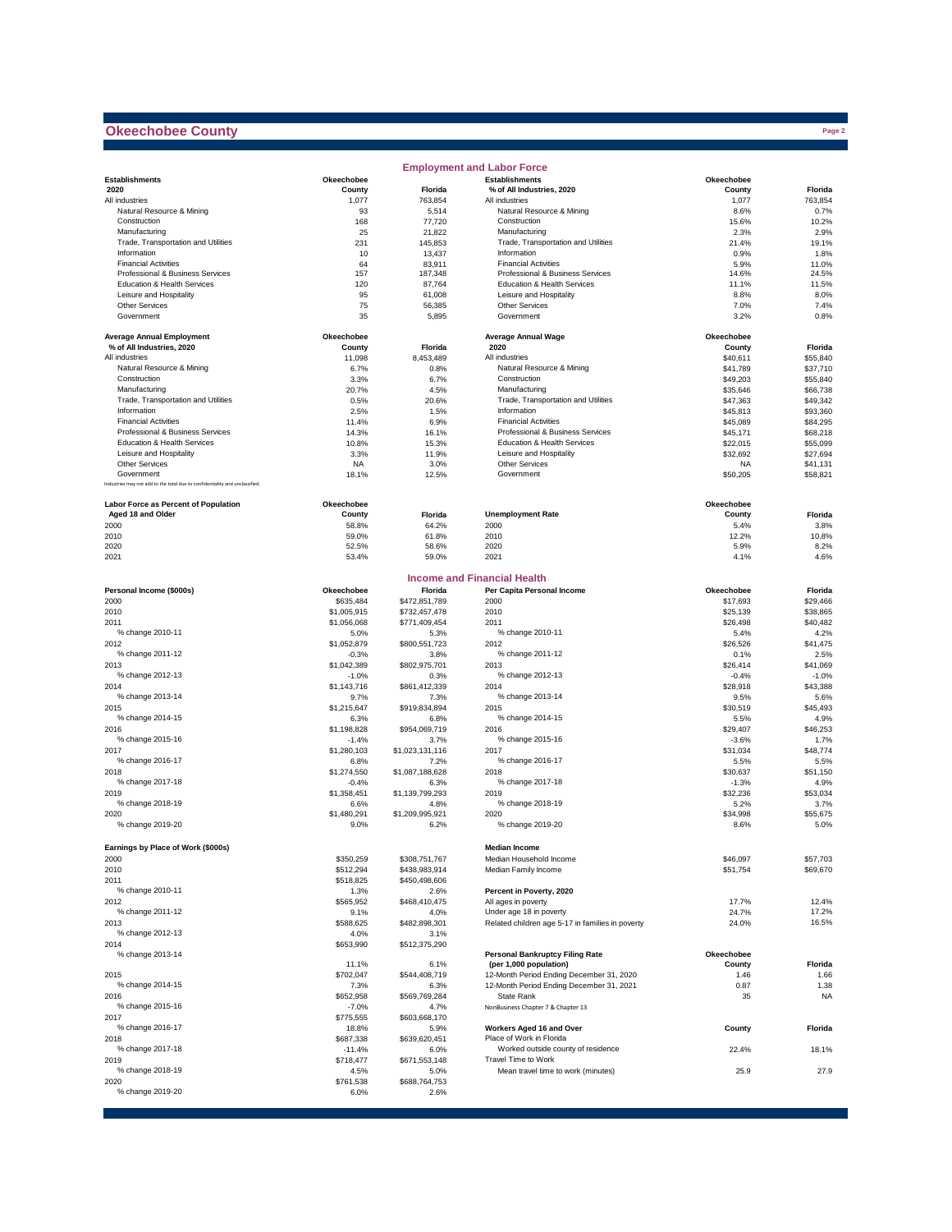# Okeechobee County

## Employment and Labor Force

| Establishments 2020 | Okeechobee County | Florida |
|---|---|---|
| All industries | 1,077 | 763,854 |
| Natural Resource & Mining | 93 | 5,514 |
| Construction | 168 | 77,720 |
| Manufacturing | 25 | 21,822 |
| Trade, Transportation and Utilities | 231 | 145,853 |
| Information | 10 | 13,437 |
| Financial Activities | 64 | 83,911 |
| Professional & Business Services | 157 | 187,348 |
| Education & Health Services | 120 | 87,764 |
| Leisure and Hospitality | 95 | 61,008 |
| Other Services | 75 | 56,385 |
| Government | 35 | 5,895 |

| Establishments % of All Industries, 2020 | Okeechobee County | Florida |
|---|---|---|
| All industries | 1,077 | 763,854 |
| Natural Resource & Mining | 8.6% | 0.7% |
| Construction | 15.6% | 10.2% |
| Manufacturing | 2.3% | 2.9% |
| Trade, Transportation and Utilities | 21.4% | 19.1% |
| Information | 0.9% | 1.8% |
| Financial Activities | 5.9% | 11.0% |
| Professional & Business Services | 14.6% | 24.5% |
| Education & Health Services | 11.1% | 11.5% |
| Leisure and Hospitality | 8.8% | 8.0% |
| Other Services | 7.0% | 7.4% |
| Government | 3.2% | 0.8% |

| Average Annual Employment % of All Industries, 2020 | Okeechobee County | Florida |
|---|---|---|
| All industries | 11,098 | 8,453,489 |
| Natural Resource & Mining | 6.7% | 0.8% |
| Construction | 3.3% | 6.7% |
| Manufacturing | 20.7% | 4.5% |
| Trade, Transportation and Utilities | 0.5% | 20.6% |
| Information | 2.5% | 1.5% |
| Financial Activities | 11.4% | 6.9% |
| Professional & Business Services | 14.3% | 16.1% |
| Education & Health Services | 10.8% | 15.3% |
| Leisure and Hospitality | 3.3% | 11.9% |
| Other Services | NA | 3.0% |
| Government | 18.1% | 12.5% |

Industries may not add to the total due to confidentiality and unclassified.

| Average Annual Wage 2020 | Okeechobee County | Florida |
|---|---|---|
| All industries | $40,611 | $55,840 |
| Natural Resource & Mining | $41,789 | $37,710 |
| Construction | $49,203 | $55,840 |
| Manufacturing | $35,646 | $66,738 |
| Trade, Transportation and Utilities | $47,363 | $49,342 |
| Information | $45,813 | $93,360 |
| Financial Activities | $45,089 | $84,295 |
| Professional & Business Services | $45,171 | $68,218 |
| Education & Health Services | $22,015 | $55,099 |
| Leisure and Hospitality | $32,692 | $27,694 |
| Other Services | NA | $41,131 |
| Government | $50,205 | $58,821 |

| Labor Force as Percent of Population Aged 18 and Older | Okeechobee County | Florida |
|---|---|---|
| 2000 | 58.8% | 64.2% |
| 2010 | 59.0% | 61.8% |
| 2020 | 52.5% | 58.6% |
| 2021 | 53.4% | 59.0% |

| Unemployment Rate | Okeechobee County | Florida |
|---|---|---|
| 2000 | 5.4% | 3.8% |
| 2010 | 12.2% | 10.8% |
| 2020 | 5.9% | 8.2% |
| 2021 | 4.1% | 4.6% |

## Income and Financial Health

| Personal Income ($000s) | Okeechobee | Florida |
|---|---|---|
| 2000 | $635,484 | $472,851,789 |
| 2010 | $1,005,915 | $732,457,478 |
| 2011 | $1,056,068 | $771,409,454 |
| % change 2010-11 | 5.0% | 5.3% |
| 2012 | $1,052,879 | $800,551,723 |
| % change 2011-12 | -0.3% | 3.8% |
| 2013 | $1,042,389 | $802,975,701 |
| % change 2012-13 | -1.0% | 0.3% |
| 2014 | $1,143,716 | $861,412,339 |
| % change 2013-14 | 9.7% | 7.3% |
| 2015 | $1,215,647 | $919,834,894 |
| % change 2014-15 | 6.3% | 6.8% |
| 2016 | $1,198,828 | $954,069,719 |
| % change 2015-16 | -1.4% | 3.7% |
| 2017 | $1,280,103 | $1,023,131,116 |
| % change 2016-17 | 6.8% | 7.2% |
| 2018 | $1,274,550 | $1,087,188,628 |
| % change 2017-18 | -0.4% | 6.3% |
| 2019 | $1,358,451 | $1,139,799,293 |
| % change 2018-19 | 6.6% | 4.8% |
| 2020 | $1,480,291 | $1,209,995,921 |
| % change 2019-20 | 9.0% | 6.2% |

| Per Capita Personal Income | Okeechobee | Florida |
|---|---|---|
| 2000 | $17,693 | $29,466 |
| 2010 | $25,139 | $38,865 |
| 2011 | $26,498 | $40,482 |
| % change 2010-11 | 5.4% | 4.2% |
| 2012 | $26,526 | $41,475 |
| % change 2011-12 | 0.1% | 2.5% |
| 2013 | $26,414 | $41,069 |
| % change 2012-13 | -0.4% | -1.0% |
| 2014 | $28,918 | $43,388 |
| % change 2013-14 | 9.5% | 5.6% |
| 2015 | $30,519 | $45,493 |
| % change 2014-15 | 5.5% | 4.9% |
| 2016 | $29,407 | $46,253 |
| % change 2015-16 | -3.6% | 1.7% |
| 2017 | $31,034 | $48,774 |
| % change 2016-17 | 5.5% | 5.5% |
| 2018 | $30,637 | $51,150 |
| % change 2017-18 | -1.3% | 4.9% |
| 2019 | $32,236 | $53,034 |
| % change 2018-19 | 5.2% | 3.7% |
| 2020 | $34,998 | $55,675 |
| % change 2019-20 | 8.6% | 5.0% |

| Earnings by Place of Work ($000s) | Okeechobee | Florida |
|---|---|---|
| 2000 | $350,259 | $308,751,767 |
| 2010 | $512,294 | $438,983,914 |
| 2011 | $518,825 | $450,498,606 |
| % change 2010-11 | 1.3% | 2.6% |
| 2012 | $565,952 | $468,410,475 |
| % change 2011-12 | 9.1% | 4.0% |
| 2013 | $588,625 | $482,898,301 |
| % change 2012-13 | 4.0% | 3.1% |
| 2014 | $653,990 | $512,375,290 |
| % change 2013-14 | 11.1% | 6.1% |
| 2015 | $702,047 | $544,408,719 |
| % change 2014-15 | 7.3% | 6.3% |
| 2016 | $652,958 | $569,769,284 |
| % change 2015-16 | -7.0% | 4.7% |
| 2017 | $775,555 | $603,668,170 |
| % change 2016-17 | 18.8% | 5.9% |
| 2018 | $687,338 | $639,620,451 |
| % change 2017-18 | -11.4% | 6.0% |
| 2019 | $718,477 | $671,553,148 |
| % change 2018-19 | 4.5% | 5.0% |
| 2020 | $761,538 | $688,764,753 |
| % change 2019-20 | 6.0% | 2.6% |

| Median Income | Okeechobee | Florida |
|---|---|---|
| Median Household Income | $46,097 | $57,703 |
| Median Family Income | $51,754 | $69,670 |

| Percent in Poverty, 2020 | Okeechobee | Florida |
|---|---|---|
| All ages in poverty | 17.7% | 12.4% |
| Under age 18 in poverty | 24.7% | 17.2% |
| Related children age 5-17 in families in poverty | 24.0% | 16.5% |

| Personal Bankruptcy Filing Rate (per 1,000 population) | Okeechobee County | Florida |
|---|---|---|
| 12-Month Period Ending December 31, 2020 | 1.46 | 1.66 |
| 12-Month Period Ending December 31, 2021 | 0.87 | 1.38 |
| State Rank | 35 | NA |

NonBusiness Chapter 7 & Chapter 13

| Workers Aged 16 and Over | County | Florida |
|---|---|---|
| Place of Work in Florida | | |
| Worked outside county of residence | 22.4% | 18.1% |
| Travel Time to Work | | |
| Mean travel time to work (minutes) | 25.9 | 27.9 |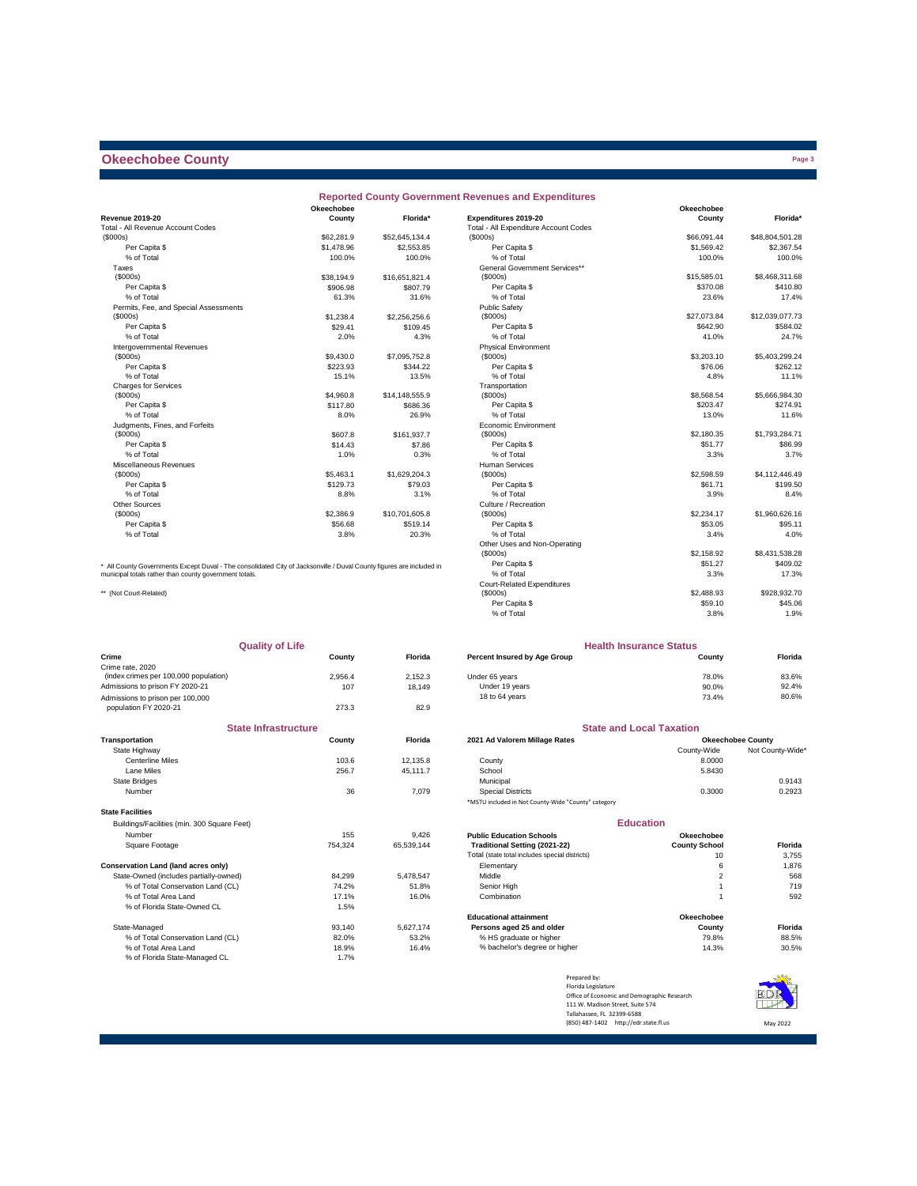# Okeechobee County

## Reported County Government Revenues and Expenditures

| Revenue 2019-20 | Okeechobee County | Florida* |
|---|---|---|
| Total - All Revenue Account Codes | | |
| ($000s) | $62,281.9 | $52,645,134.4 |
| Per Capita $ | $1,478.96 | $2,553.85 |
| % of Total | 100.0% | 100.0% |
| Taxes | | |
| ($000s) | $38,194.9 | $16,651,821.4 |
| Per Capita $ | $906.98 | $807.79 |
| % of Total | 61.3% | 31.6% |
| Permits, Fee, and Special Assessments | | |
| ($000s) | $1,238.4 | $2,256,256.6 |
| Per Capita $ | $29.41 | $109.45 |
| % of Total | 2.0% | 4.3% |
| Intergovernmental Revenues | | |
| ($000s) | $9,430.0 | $7,095,752.8 |
| Per Capita $ | $223.93 | $344.22 |
| % of Total | 15.1% | 13.5% |
| Charges for Services | | |
| ($000s) | $4,960.8 | $14,148,555.9 |
| Per Capita $ | $117.80 | $686.36 |
| % of Total | 8.0% | 26.9% |
| Judgments, Fines, and Forfeits | | |
| ($000s) | $607.8 | $161,937.7 |
| Per Capita $ | $14.43 | $7.86 |
| % of Total | 1.0% | 0.3% |
| Miscellaneous Revenues | | |
| ($000s) | $5,463.1 | $1,629,204.3 |
| Per Capita $ | $129.73 | $79.03 |
| % of Total | 8.8% | 3.1% |
| Other Sources | | |
| ($000s) | $2,386.9 | $10,701,605.8 |
| Per Capita $ | $56.68 | $519.14 |
| % of Total | 3.8% | 20.3% |

| Expenditures 2019-20 | Okeechobee County | Florida* |
|---|---|---|
| Total - All Expenditure Account Codes | | |
| ($000s) | $66,091.44 | $48,804,501.28 |
| Per Capita $ | $1,569.42 | $2,367.54 |
| % of Total | 100.0% | 100.0% |
| General Government Services** | | |
| ($000s) | $15,585.01 | $8,468,311.68 |
| Per Capita $ | $370.08 | $410.80 |
| % of Total | 23.6% | 17.4% |
| Public Safety | | |
| ($000s) | $27,073.84 | $12,039,077.73 |
| Per Capita $ | $642.90 | $584.02 |
| % of Total | 41.0% | 24.7% |
| Physical Environment | | |
| ($000s) | $3,203.10 | $5,403,299.24 |
| Per Capita $ | $76.06 | $262.12 |
| % of Total | 4.8% | 11.1% |
| Transportation | | |
| ($000s) | $8,568.54 | $5,666,984.30 |
| Per Capita $ | $203.47 | $274.91 |
| % of Total | 13.0% | 11.6% |
| Economic Environment | | |
| ($000s) | $2,180.35 | $1,793,284.71 |
| Per Capita $ | $51.77 | $86.99 |
| % of Total | 3.3% | 3.7% |
| Human Services | | |
| ($000s) | $2,598.59 | $4,112,446.49 |
| Per Capita $ | $61.71 | $199.50 |
| % of Total | 3.9% | 8.4% |
| Culture / Recreation | | |
| ($000s) | $2,234.17 | $1,960,626.16 |
| Per Capita $ | $53.05 | $95.11 |
| % of Total | 3.4% | 4.0% |
| Other Uses and Non-Operating | | |
| ($000s) | $2,158.92 | $8,431,538.28 |
| Per Capita $ | $51.27 | $409.02 |
| % of Total | 3.3% | 17.3% |
| Court-Related Expenditures | | |
| ($000s) | $2,488.93 | $928,932.70 |
| Per Capita $ | $59.10 | $45.06 |
| % of Total | 3.8% | 1.9% |

\* All County Governments Except Duval - The consolidated City of Jacksonville / Duval County figures are included in municipal totals rather than county government totals.

** (Not Court-Related)

## Quality of Life

| Crime | County | Florida |
|---|---|---|
| Crime rate, 2020 (index crimes per 100,000 population) | 2,956.4 | 2,152.3 |
| Admissions to prison FY 2020-21 | 107 | 18,149 |
| Admissions to prison per 100,000 population FY 2020-21 | 273.3 | 82.9 |

## Health Insurance Status

| Percent Insured by Age Group | County | Florida |
|---|---|---|
| Under 65 years | 78.0% | 83.6% |
| Under 19 years | 90.0% | 92.4% |
| 18 to 64 years | 73.4% | 80.6% |

## State Infrastructure

| Transportation | County | Florida |
|---|---|---|
| State Highway | | |
| Centerline Miles | 103.6 | 12,135.8 |
| Lane Miles | 256.7 | 45,111.7 |
| State Bridges | | |
| Number | 36 | 7,079 |

| State Facilities | County | Florida |
|---|---|---|
| Buildings/Facilities (min. 300 Square Feet) | | |
| Number | 155 | 9,426 |
| Square Footage | 754,324 | 65,539,144 |

| Conservation Land (land acres only) | County | Florida |
|---|---|---|
| State-Owned (includes partially-owned) | 84,299 | 5,478,547 |
| % of Total Conservation Land (CL) | 74.2% | 51.8% |
| % of Total Area Land | 17.1% | 16.0% |
| % of Florida State-Owned CL | 1.5% | |
| State-Managed | 93,140 | 5,627,174 |
| % of Total Conservation Land (CL) | 82.0% | 53.2% |
| % of Total Area Land | 18.9% | 16.4% |
| % of Florida State-Managed CL | 1.7% | |

## State and Local Taxation

| 2021 Ad Valorem Millage Rates | Okeechobee County County-Wide | Okeechobee County Not County-Wide* |
|---|---|---|
| County | 8.0000 | |
| School | 5.8430 | |
| Municipal | | 0.9143 |
| Special Districts | 0.3000 | 0.2923 |

*MSTU included in Not County-Wide "County" category

## Education

| Public Education Schools Traditional Setting (2021-22) | Okeechobee County School | Florida |
|---|---|---|
| Total (state total includes special districts) | 10 | 3,755 |
| Elementary | 6 | 1,876 |
| Middle | 2 | 568 |
| Senior High | 1 | 719 |
| Combination | 1 | 592 |

| Educational attainment Persons aged 25 and older | Okeechobee County | Florida |
|---|---|---|
| % HS graduate or higher | 79.8% | 88.5% |
| % bachelor's degree or higher | 14.3% | 30.5% |

Prepared by:
Florida Legislature
Office of Economic and Demographic Research
111 W. Madison Street, Suite 574
Tallahassee, FL 32399-6588
(850) 487-1402 http://edr.state.fl.us

May 2022